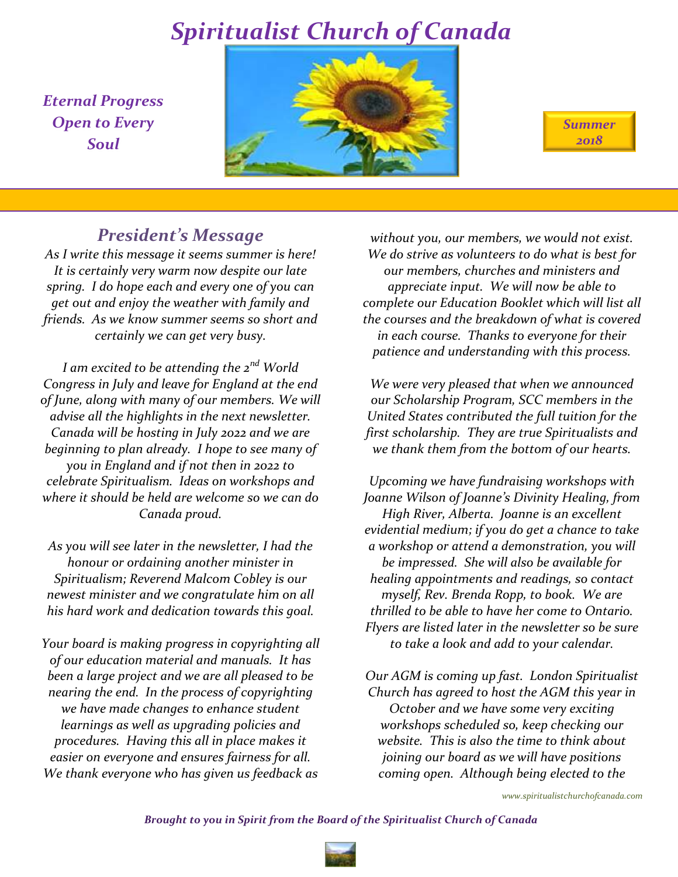# Spiritualist Church of Canada

*Eternal Progress Open to Every Soul*

*Summer 2018*

## President's Message

*As I write this message it seems summer is here! It is certainly very warm now despite our late spring. I do hope each and every one of you can get out and enjoy the weather with family and friends. As we know summer seems so short and certainly we can get very busy.*

*I am excited to be attending the 2nd World Congress in July and leave for England at the end of June, along with many of our members. We will advise all the highlights in the next newsletter. Canada will be hosting in July 2022 and we are beginning to plan already. I hope to see many of you in England and if not then in 2022 to celebrate Spiritualism. Ideas on workshops and where it should be held are welcome so we can do Canada proud.*

*As you will see later in the newsletter, I had the honour or ordaining another minister in Spiritualism; Reverend Malcom Cobley is our newest minister and we congratulate him on all his hard work and dedication towards this goal.*

*Your board is making progress in copyrighting all of our education material and manuals. It has been a large project and we are all pleased to be nearing the end. In the process of copyrighting we have made changes to enhance student learnings as well as upgrading policies and procedures. Having this all in place makes it easier on everyone and ensures fairness for all. We thank everyone who has given us feedback as without you, our members, we would not exist. We do strive as volunteers to do what is best for our members, churches and ministers and appreciate input. We will now be able to complete our Education Booklet which will list all the courses and the breakdown of what is covered in each course. Thanks to everyone for their patience and understanding with this process.*

*We were very pleased that when we announced our Scholarship Program, SCC members in the United States contributed the full tuition for the first scholarship. They are true Spiritualists and we thank them from the bottom of our hearts.*

*Upcoming we have fundraising workshops with Joanne Wilson of Joanne's Divinity Healing, from High River, Alberta. Joanne is an excellent evidential medium; if you do get a chance to take a workshop or attend a demonstration, you will be impressed. She will also be available for healing appointments and readings, so contact myself, Rev. Brenda Ropp, to book. We are thrilled to be able to have her come to Ontario. Flyers are listed later in the newsletter so be sure to take a look and add to your calendar.*

*Our AGM is coming up fast. London Spiritualist Church has agreed to host the AGM this year in October and we have some very exciting workshops scheduled so, keep checking our website. This is also the time to think about joining our board as we will have positions coming open. Although being elected to the*

www.spiritualistchurchofcanada.com

*Brought to you in Spirit from the Board of the Spiritualist Church of Canada*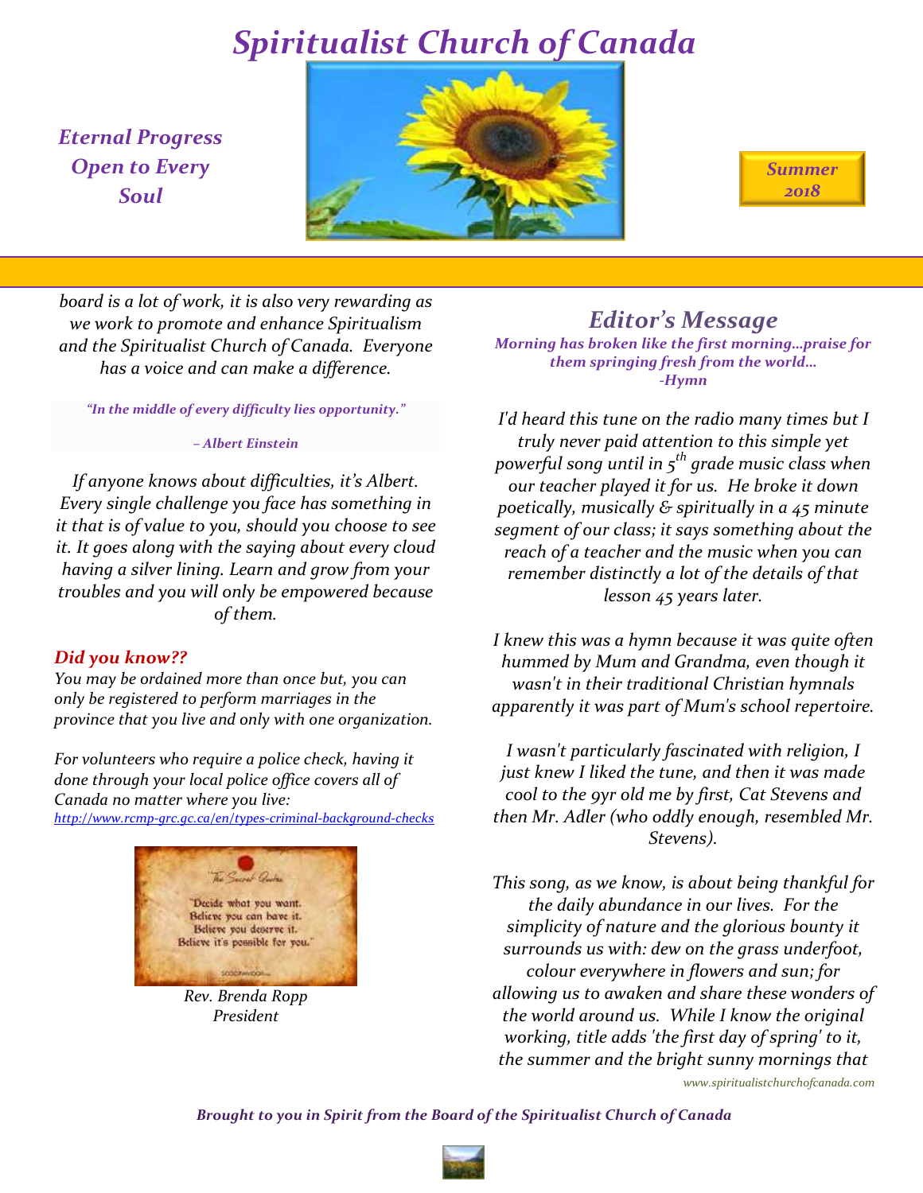# Spiritualist Church of Canada

*Eternal Progress Open to Every Soul*

*Summer 2018*

*board is a lot of work, it is also very rewarding as we work to promote and enhance Spiritualism and the Spiritualist Church of Canada. Everyone has a voice and can make a difference.*

*"In the middle of every difficulty lies opportunity."*

*– Albert Einstein*

*If anyone knows about difficulties, it's Albert. Every single challenge you face has something in it that is of value to you, should you choose to see it. It goes along with the saying about every cloud having a silver lining. Learn and grow from your troubles and you will only be empowered because of them.*

### *Did you know??*

*You may be ordained more than once but, you can only be registered to perform marriages in the province that you live and only with one organization.*

*For volunteers who require a police check, having it done through your local police office covers all of Canada no matter where you live:*
*http://www.rcmp-grc.gc.ca/en/types-criminal-background-checks*

"The Secret" Quotes

"Decide what you want.
Believe you can have it.
Believe you deserve it.
Believe it's possible for you."

*Rev. Brenda Ropp*
*President*

## *Editor's Message*

*Morning has broken like the first morning…praise for them springing fresh from the world…*
*-Hymn*

*I'd heard this tune on the radio many times but I truly never paid attention to this simple yet powerful song until in 5th grade music class when our teacher played it for us. He broke it down poetically, musically & spiritually in a 45 minute segment of our class; it says something about the reach of a teacher and the music when you can remember distinctly a lot of the details of that lesson 45 years later.*

*I knew this was a hymn because it was quite often hummed by Mum and Grandma, even though it wasn't in their traditional Christian hymnals apparently it was part of Mum's school repertoire.*

*I wasn't particularly fascinated with religion, I just knew I liked the tune, and then it was made cool to the 9yr old me by first, Cat Stevens and then Mr. Adler (who oddly enough, resembled Mr. Stevens).*

*This song, as we know, is about being thankful for the daily abundance in our lives. For the simplicity of nature and the glorious bounty it surrounds us with: dew on the grass underfoot, colour everywhere in flowers and sun; for allowing us to awaken and share these wonders of the world around us. While I know the original working, title adds 'the first day of spring' to it, the summer and the bright sunny mornings that*

*Brought to you in Spirit from the Board of the Spiritualist Church of Canada*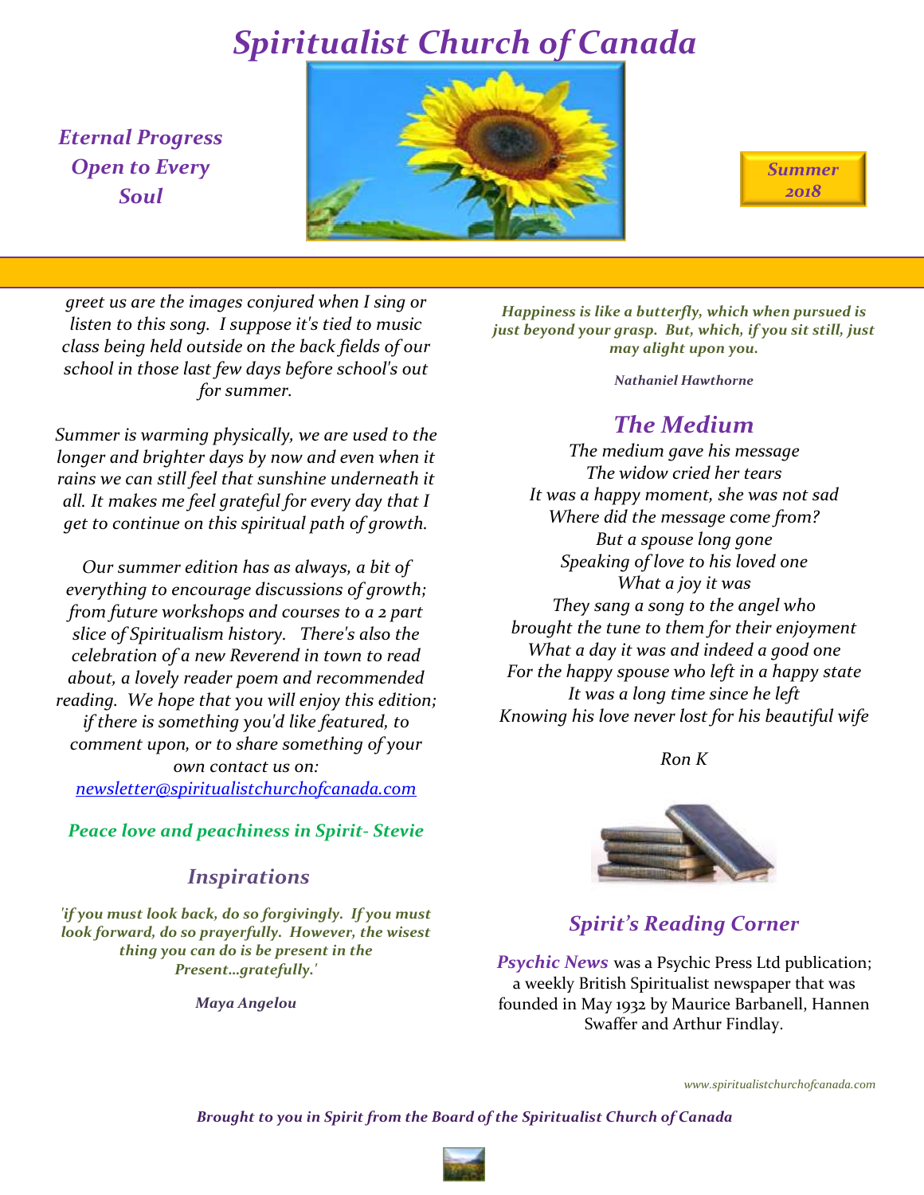# *Spiritualist Church of Canada*

***Eternal Progress Open to Every Soul***

***Summer 2018***

*greet us are the images conjured when I sing or listen to this song. I suppose it's tied to music class being held outside on the back fields of our school in those last few days before school's out for summer.*

*Summer is warming physically, we are used to the longer and brighter days by now and even when it rains we can still feel that sunshine underneath it all. It makes me feel grateful for every day that I get to continue on this spiritual path of growth.*

*Our summer edition has as always, a bit of everything to encourage discussions of growth; from future workshops and courses to a 2 part slice of Spiritualism history. There's also the celebration of a new Reverend in town to read about, a lovely reader poem and recommended reading. We hope that you will enjoy this edition; if there is something you'd like featured, to comment upon, or to share something of your own contact us on:* [*newsletter@spiritualistchurchofcanada.com*](mailto:newsletter@spiritualistchurchofcanada.com)

***Peace love and peachiness in Spirit- Stevie***

## *Inspirations*

***'if you must look back, do so forgivingly. If you must look forward, do so prayerfully. However, the wisest thing you can do is be present in the Present…gratefully.'***

***Maya Angelou***

***Happiness is like a butterfly, which when pursued is just beyond your grasp. But, which, if you sit still, just may alight upon you.***

***Nathaniel Hawthorne***

## *The Medium*

*The medium gave his message*
*The widow cried her tears*
*It was a happy moment, she was not sad*
*Where did the message come from?*
*But a spouse long gone*
*Speaking of love to his loved one*
*What a joy it was*
*They sang a song to the angel who*
*brought the tune to them for their enjoyment*
*What a day it was and indeed a good one*
*For the happy spouse who left in a happy state*
*It was a long time since he left*
*Knowing his love never lost for his beautiful wife*

*Ron K*

## *Spirit's Reading Corner*

***Psychic News*** was a Psychic Press Ltd publication; a weekly British Spiritualist newspaper that was founded in May 1932 by Maurice Barbanell, Hannen Swaffer and Arthur Findlay.

*www.spiritualistchurchofcanada.com*

***Brought to you in Spirit from the Board of the Spiritualist Church of Canada***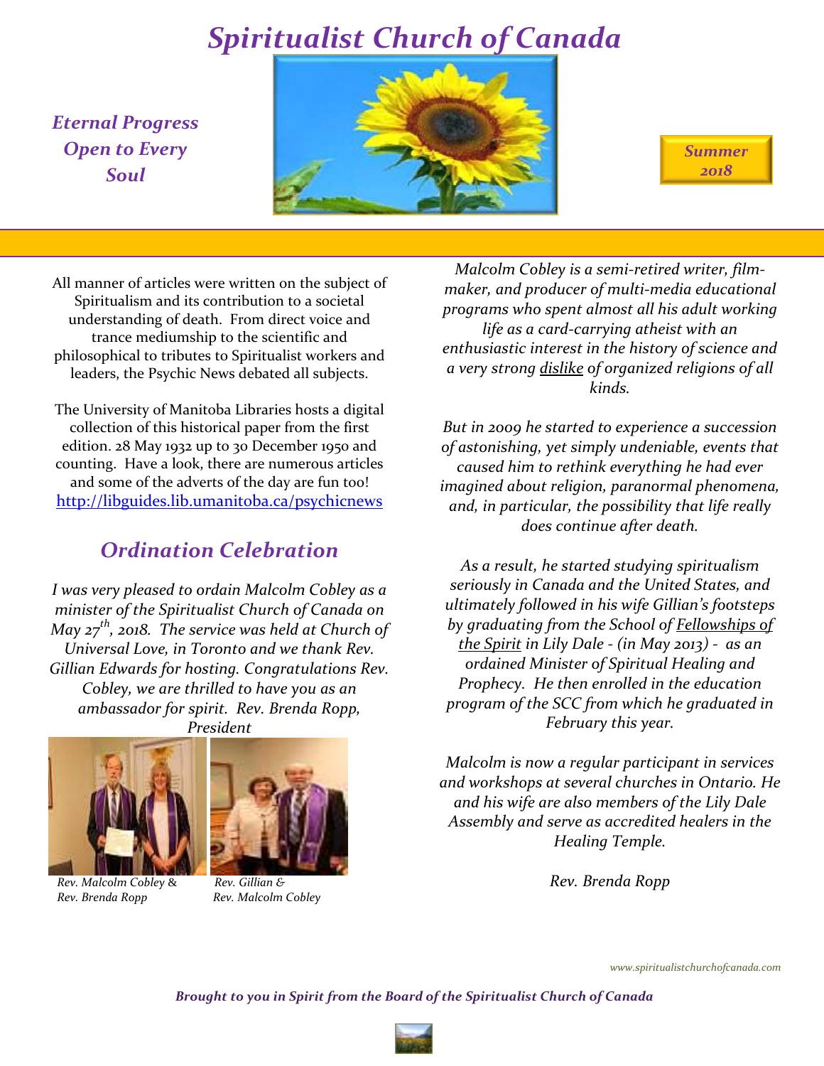# Spiritualist Church of Canada

*Eternal Progress Open to Every Soul*

*Summer 2018*

All manner of articles were written on the subject of Spiritualism and its contribution to a societal understanding of death. From direct voice and trance mediumship to the scientific and philosophical to tributes to Spiritualist workers and leaders, the Psychic News debated all subjects.

The University of Manitoba Libraries hosts a digital collection of this historical paper from the first edition. 28 May 1932 up to 30 December 1950 and counting. Have a look, there are numerous articles and some of the adverts of the day are fun too! http://libguides.lib.umanitoba.ca/psychicnews

## Ordination Celebration

*I was very pleased to ordain Malcolm Cobley as a minister of the Spiritualist Church of Canada on May 27th, 2018. The service was held at Church of Universal Love, in Toronto and we thank Rev. Gillian Edwards for hosting. Congratulations Rev. Cobley, we are thrilled to have you as an ambassador for spirit. Rev. Brenda Ropp, President*

*Rev. Malcolm Cobley & Rev. Brenda Ropp*

*Rev. Gillian & Rev. Malcolm Cobley*

*Malcolm Cobley is a semi-retired writer, film-maker, and producer of multi-media educational programs who spent almost all his adult working life as a card-carrying atheist with an enthusiastic interest in the history of science and a very strong dislike of organized religions of all kinds.*

*But in 2009 he started to experience a succession of astonishing, yet simply undeniable, events that caused him to rethink everything he had ever imagined about religion, paranormal phenomena, and, in particular, the possibility that life really does continue after death.*

*As a result, he started studying spiritualism seriously in Canada and the United States, and ultimately followed in his wife Gillian's footsteps by graduating from the School of Fellowships of the Spirit in Lily Dale - (in May 2013) - as an ordained Minister of Spiritual Healing and Prophecy. He then enrolled in the education program of the SCC from which he graduated in February this year.*

*Malcolm is now a regular participant in services and workshops at several churches in Ontario. He and his wife are also members of the Lily Dale Assembly and serve as accredited healers in the Healing Temple.*

*Rev. Brenda Ropp*

www.spiritualistchurchofcanada.com

***Brought to you in Spirit from the Board of the Spiritualist Church of Canada***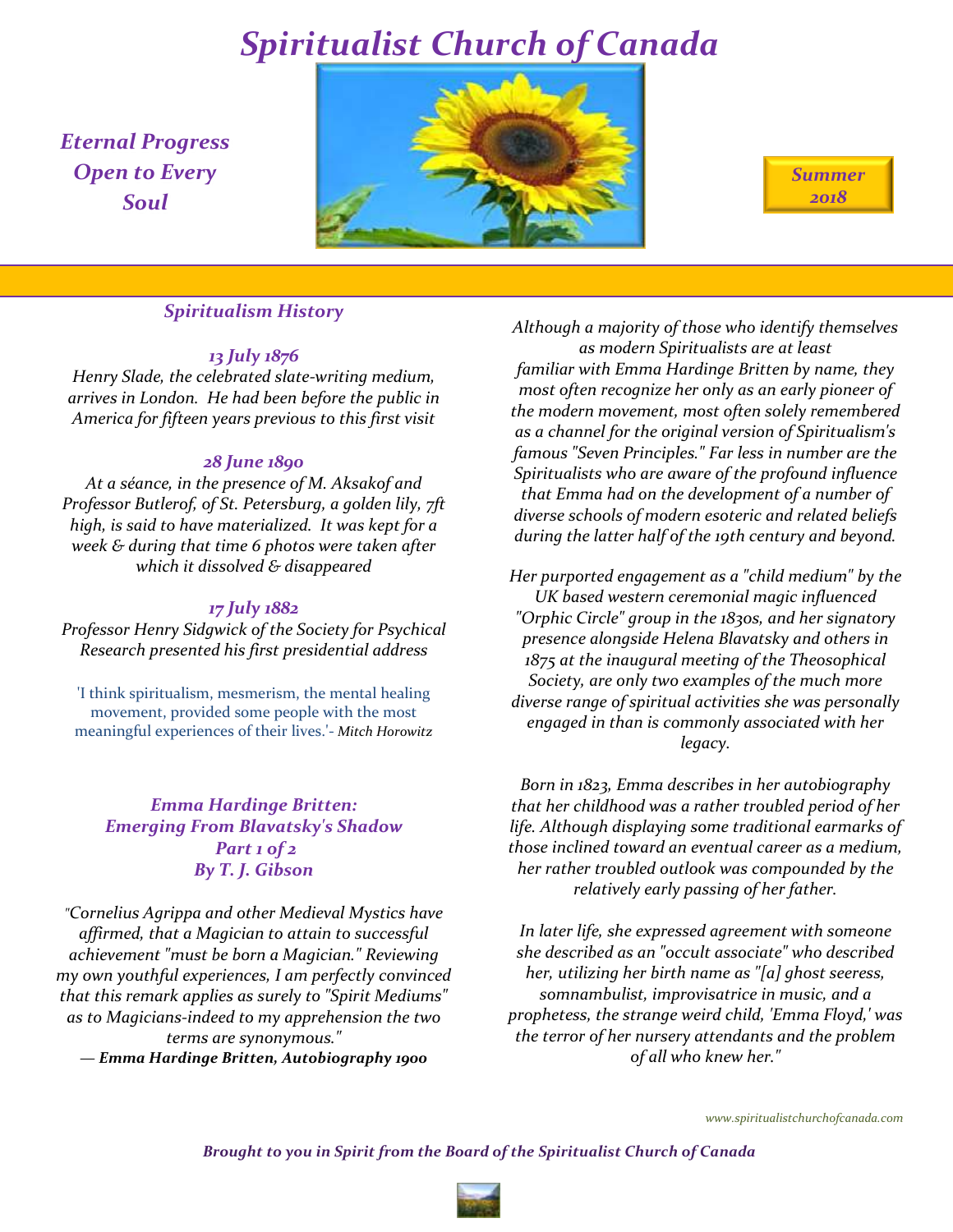# Spiritualist Church of Canada

*Eternal Progress Open to Every Soul*

*Summer 2018*

## *Spiritualism History*

***13 July 1876***

*Henry Slade, the celebrated slate-writing medium, arrives in London. He had been before the public in America for fifteen years previous to this first visit*

***28 June 1890***

*At a séance, in the presence of M. Aksakof and Professor Butlerof, of St. Petersburg, a golden lily, 7ft high, is said to have materialized. It was kept for a week & during that time 6 photos were taken after which it dissolved & disappeared*

***17 July 1882***

*Professor Henry Sidgwick of the Society for Psychical Research presented his first presidential address*

'I think spiritualism, mesmerism, the mental healing movement, provided some people with the most meaningful experiences of their lives.'- *Mitch Horowitz*

## *Emma Hardinge Britten: Emerging From Blavatsky's Shadow Part 1 of 2 By T. J. Gibson*

*"Cornelius Agrippa and other Medieval Mystics have affirmed, that a Magician to attain to successful achievement "must be born a Magician." Reviewing my own youthful experiences, I am perfectly convinced that this remark applies as surely to "Spirit Mediums" as to Magicians-indeed to my apprehension the two terms are synonymous."*
***— Emma Hardinge Britten, Autobiography 1900***

*Although a majority of those who identify themselves as modern Spiritualists are at least familiar with Emma Hardinge Britten by name, they most often recognize her only as an early pioneer of the modern movement, most often solely remembered as a channel for the original version of Spiritualism's famous "Seven Principles." Far less in number are the Spiritualists who are aware of the profound influence that Emma had on the development of a number of diverse schools of modern esoteric and related beliefs during the latter half of the 19th century and beyond.*

*Her purported engagement as a "child medium" by the UK based western ceremonial magic influenced "Orphic Circle" group in the 1830s, and her signatory presence alongside Helena Blavatsky and others in 1875 at the inaugural meeting of the Theosophical Society, are only two examples of the much more diverse range of spiritual activities she was personally engaged in than is commonly associated with her legacy.*

*Born in 1823, Emma describes in her autobiography that her childhood was a rather troubled period of her life. Although displaying some traditional earmarks of those inclined toward an eventual career as a medium, her rather troubled outlook was compounded by the relatively early passing of her father.*

*In later life, she expressed agreement with someone she described as an "occult associate" who described her, utilizing her birth name as "[a] ghost seeress, somnambulist, improvisatrice in music, and a prophetess, the strange weird child, 'Emma Floyd,' was the terror of her nursery attendants and the problem of all who knew her."*

*www.spiritualistchurchofcanada.com*

***Brought to you in Spirit from the Board of the Spiritualist Church of Canada***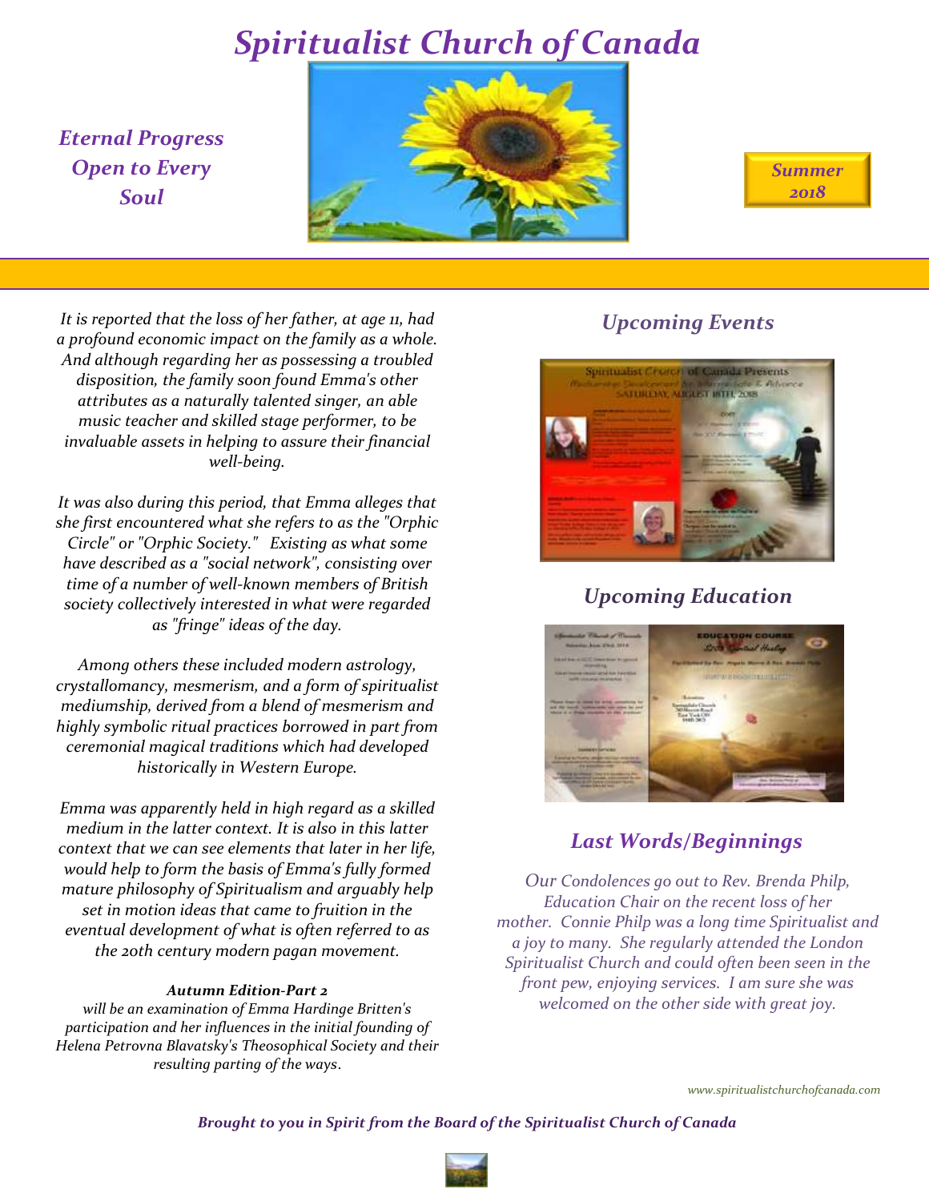# Spiritualist Church of Canada

*Eternal Progress Open to Every Soul*

*Summer 2018*

*It is reported that the loss of her father, at age 11, had a profound economic impact on the family as a whole. And although regarding her as possessing a troubled disposition, the family soon found Emma's other attributes as a naturally talented singer, an able music teacher and skilled stage performer, to be invaluable assets in helping to assure their financial well-being.*

*It was also during this period, that Emma alleges that she first encountered what she refers to as the "Orphic Circle" or "Orphic Society." Existing as what some have described as a "social network", consisting over time of a number of well-known members of British society collectively interested in what were regarded as "fringe" ideas of the day.*

*Among others these included modern astrology, crystallomancy, mesmerism, and a form of spiritualist mediumship, derived from a blend of mesmerism and highly symbolic ritual practices borrowed in part from ceremonial magical traditions which had developed historically in Western Europe.*

*Emma was apparently held in high regard as a skilled medium in the latter context. It is also in this latter context that we can see elements that later in her life, would help to form the basis of Emma's fully formed mature philosophy of Spiritualism and arguably help set in motion ideas that came to fruition in the eventual development of what is often referred to as the 20th century modern pagan movement.*

***Autumn Edition-Part 2***
*will be an examination of Emma Hardinge Britten's participation and her influences in the initial founding of Helena Petrovna Blavatsky's Theosophical Society and their resulting parting of the ways.*

## Upcoming Events

## Upcoming Education

## Last Words/Beginnings

*Our Condolences go out to Rev. Brenda Philp, Education Chair on the recent loss of her mother. Connie Philp was a long time Spiritualist and a joy to many. She regularly attended the London Spiritualist Church and could often been seen in the front pew, enjoying services. I am sure she was welcomed on the other side with great joy.*

www.spiritualistchurchofcanada.com

***Brought to you in Spirit from the Board of the Spiritualist Church of Canada***